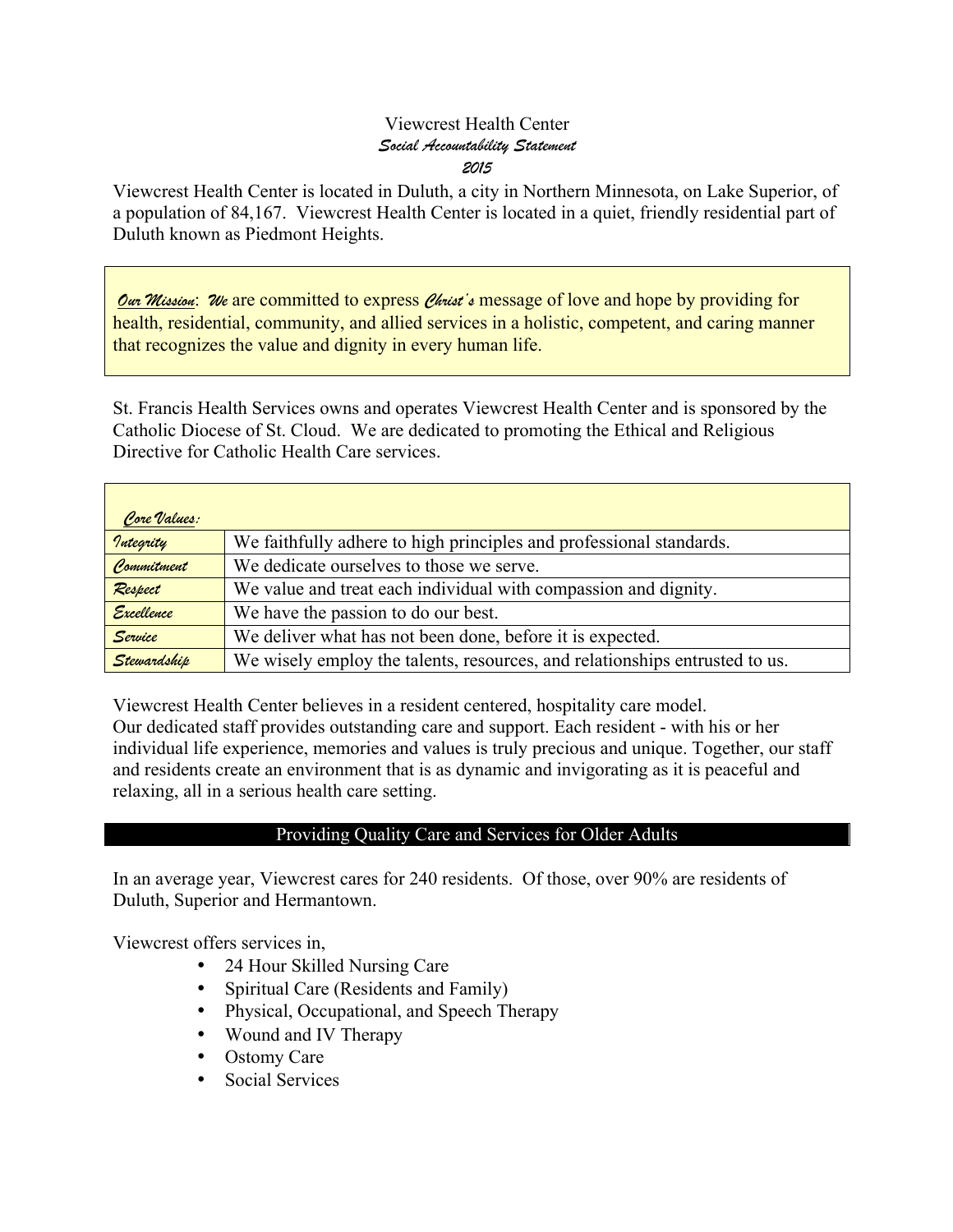# Viewcrest Health Center

## *Social Accountability Statement*

## *2015*

Viewcrest Health Center is located in Duluth, a city in Northern Minnesota, on Lake Superior, of a population of 84,167. Viewcrest Health Center is located in a quiet, friendly residential part of Duluth known as Piedmont Heights.

***Our Mission***: ***We*** are committed to express ***Christ's*** message of love and hope by providing for health, residential, community, and allied services in a holistic, competent, and caring manner that recognizes the value and dignity in every human life.

St. Francis Health Services owns and operates Viewcrest Health Center and is sponsored by the Catholic Diocese of St. Cloud. We are dedicated to promoting the Ethical and Religious Directive for Catholic Health Care services.

| ***Core Values:*** | |
|---|---|
| *Integrity* | We faithfully adhere to high principles and professional standards. |
| *Commitment* | We dedicate ourselves to those we serve. |
| *Respect* | We value and treat each individual with compassion and dignity. |
| *Excellence* | We have the passion to do our best. |
| *Service* | We deliver what has not been done, before it is expected. |
| *Stewardship* | We wisely employ the talents, resources, and relationships entrusted to us. |

Viewcrest Health Center believes in a resident centered, hospitality care model.
Our dedicated staff provides outstanding care and support. Each resident - with his or her individual life experience, memories and values is truly precious and unique. Together, our staff and residents create an environment that is as dynamic and invigorating as it is peaceful and relaxing, all in a serious health care setting.

## Providing Quality Care and Services for Older Adults

In an average year, Viewcrest cares for 240 residents. Of those, over 90% are residents of Duluth, Superior and Hermantown.

Viewcrest offers services in,

- 24 Hour Skilled Nursing Care
- Spiritual Care (Residents and Family)
- Physical, Occupational, and Speech Therapy
- Wound and IV Therapy
- Ostomy Care
- Social Services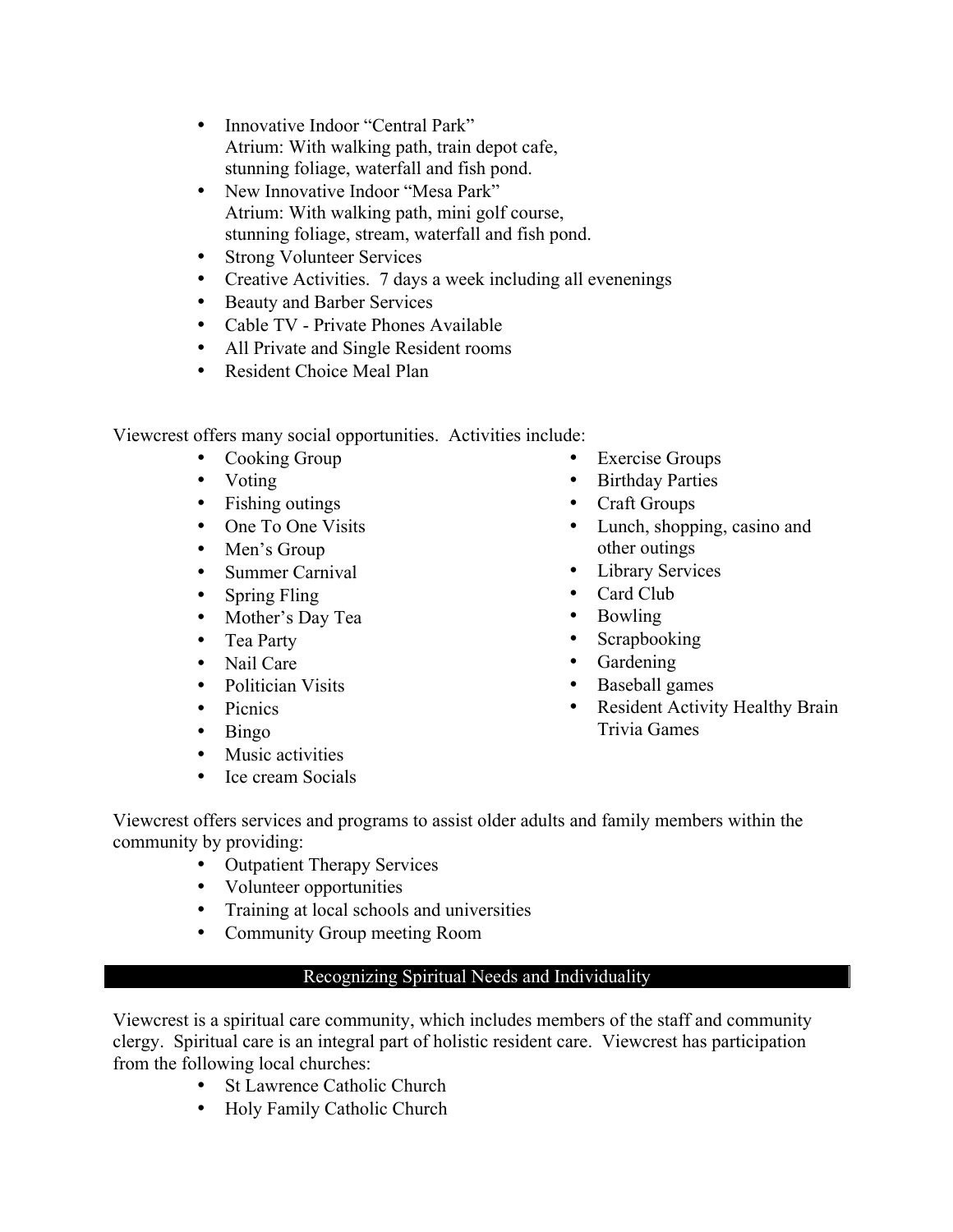- Innovative Indoor “Central Park” Atrium: With walking path, train depot cafe, stunning foliage, waterfall and fish pond.
- New Innovative Indoor “Mesa Park” Atrium: With walking path, mini golf course, stunning foliage, stream, waterfall and fish pond.
- Strong Volunteer Services
- Creative Activities. 7 days a week including all evenenings
- Beauty and Barber Services
- Cable TV - Private Phones Available
- All Private and Single Resident rooms
- Resident Choice Meal Plan

Viewcrest offers many social opportunities. Activities include:

- Cooking Group
- Voting
- Fishing outings
- One To One Visits
- Men’s Group
- Summer Carnival
- Spring Fling
- Mother’s Day Tea
- Tea Party
- Nail Care
- Politician Visits
- Picnics
- Bingo
- Music activities
- Ice cream Socials
- Exercise Groups
- Birthday Parties
- Craft Groups
- Lunch, shopping, casino and other outings
- Library Services
- Card Club
- Bowling
- Scrapbooking
- Gardening
- Baseball games
- Resident Activity Healthy Brain Trivia Games

Viewcrest offers services and programs to assist older adults and family members within the community by providing:

- Outpatient Therapy Services
- Volunteer opportunities
- Training at local schools and universities
- Community Group meeting Room

## Recognizing Spiritual Needs and Individuality

Viewcrest is a spiritual care community, which includes members of the staff and community clergy. Spiritual care is an integral part of holistic resident care. Viewcrest has participation from the following local churches:

- St Lawrence Catholic Church
- Holy Family Catholic Church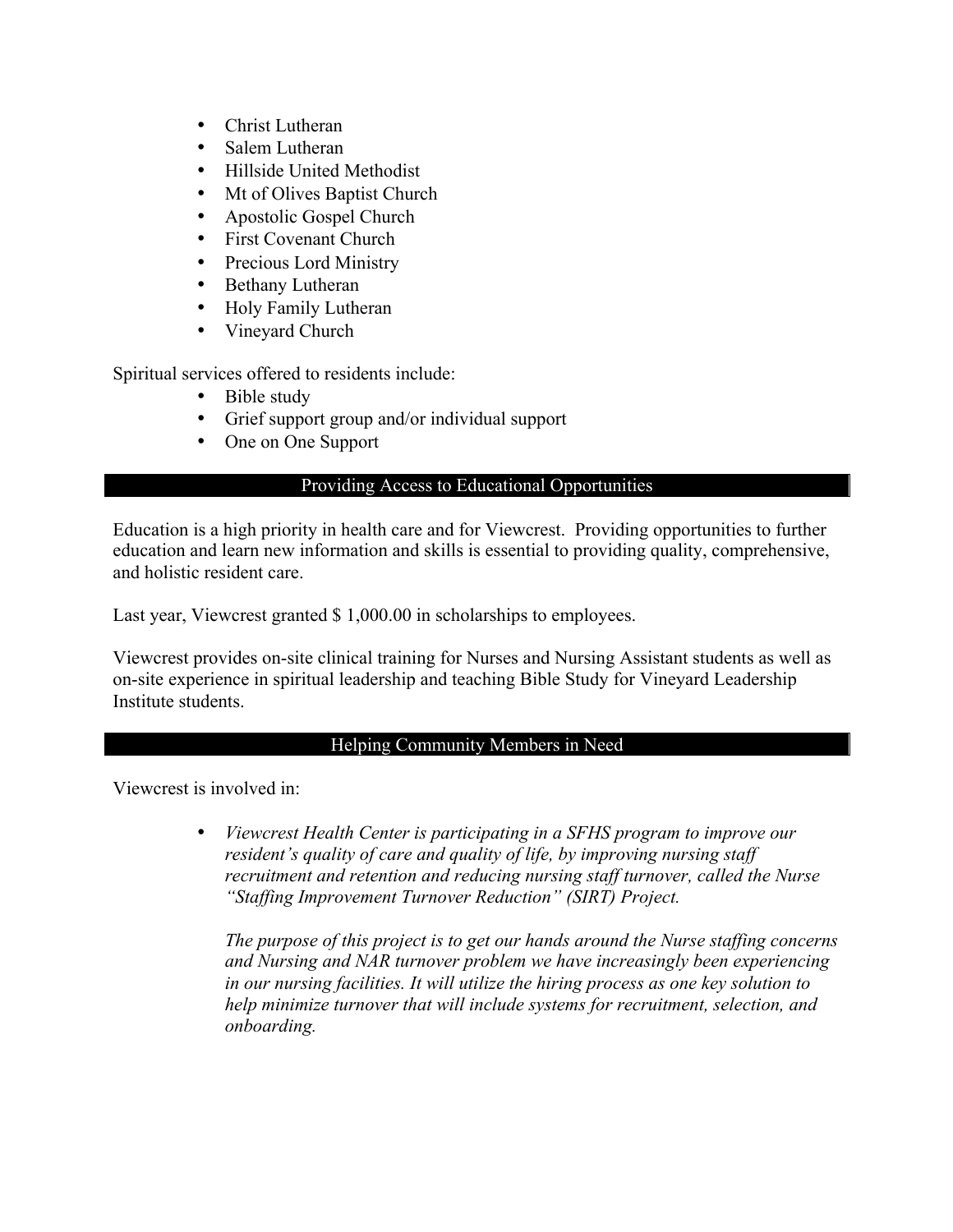- Christ Lutheran
- Salem Lutheran
- Hillside United Methodist
- Mt of Olives Baptist Church
- Apostolic Gospel Church
- First Covenant Church
- Precious Lord Ministry
- Bethany Lutheran
- Holy Family Lutheran
- Vineyard Church

Spiritual services offered to residents include:

- Bible study
- Grief support group and/or individual support
- One on One Support

## Providing Access to Educational Opportunities

Education is a high priority in health care and for Viewcrest. Providing opportunities to further education and learn new information and skills is essential to providing quality, comprehensive, and holistic resident care.

Last year, Viewcrest granted $ 1,000.00 in scholarships to employees.

Viewcrest provides on-site clinical training for Nurses and Nursing Assistant students as well as on-site experience in spiritual leadership and teaching Bible Study for Vineyard Leadership Institute students.

## Helping Community Members in Need

Viewcrest is involved in:

- *Viewcrest Health Center is participating in a SFHS program to improve our resident's quality of care and quality of life, by improving nursing staff recruitment and retention and reducing nursing staff turnover, called the Nurse "Staffing Improvement Turnover Reduction" (SIRT) Project.*

  *The purpose of this project is to get our hands around the Nurse staffing concerns and Nursing and NAR turnover problem we have increasingly been experiencing in our nursing facilities. It will utilize the hiring process as one key solution to help minimize turnover that will include systems for recruitment, selection, and onboarding.*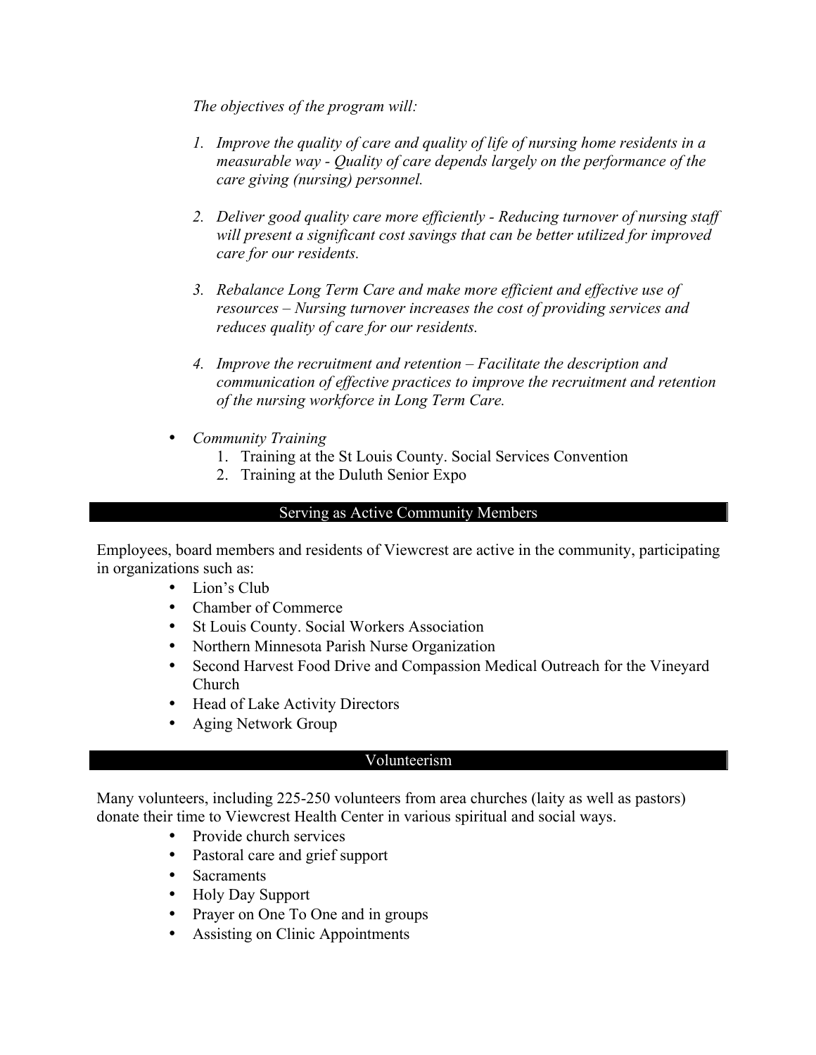*The objectives of the program will:*

1. *Improve the quality of care and quality of life of nursing home residents in a measurable way - Quality of care depends largely on the performance of the care giving (nursing) personnel.*

2. *Deliver good quality care more efficiently - Reducing turnover of nursing staff will present a significant cost savings that can be better utilized for improved care for our residents.*

3. *Rebalance Long Term Care and make more efficient and effective use of resources – Nursing turnover increases the cost of providing services and reduces quality of care for our residents.*

4. *Improve the recruitment and retention – Facilitate the description and communication of effective practices to improve the recruitment and retention of the nursing workforce in Long Term Care.*

- *Community Training*
    1. Training at the St Louis County. Social Services Convention
    2. Training at the Duluth Senior Expo

## Serving as Active Community Members

Employees, board members and residents of Viewcrest are active in the community, participating in organizations such as:

- Lion's Club
- Chamber of Commerce
- St Louis County. Social Workers Association
- Northern Minnesota Parish Nurse Organization
- Second Harvest Food Drive and Compassion Medical Outreach for the Vineyard Church
- Head of Lake Activity Directors
- Aging Network Group

## Volunteerism

Many volunteers, including 225-250 volunteers from area churches (laity as well as pastors) donate their time to Viewcrest Health Center in various spiritual and social ways.

- Provide church services
- Pastoral care and grief support
- Sacraments
- Holy Day Support
- Prayer on One To One and in groups
- Assisting on Clinic Appointments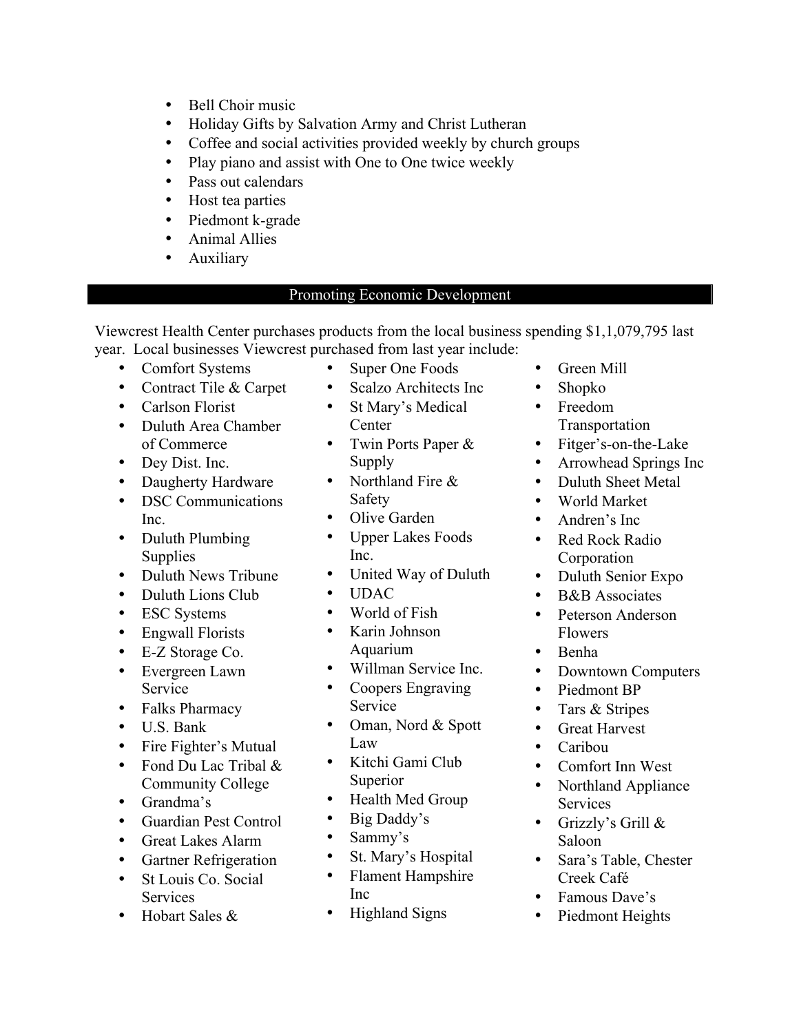- Bell Choir music
- Holiday Gifts by Salvation Army and Christ Lutheran
- Coffee and social activities provided weekly by church groups
- Play piano and assist with One to One twice weekly
- Pass out calendars
- Host tea parties
- Piedmont k-grade
- Animal Allies
- Auxiliary

## Promoting Economic Development

Viewcrest Health Center purchases products from the local business spending $1,1,079,795 last year. Local businesses Viewcrest purchased from last year include:

- Comfort Systems
- Contract Tile & Carpet
- Carlson Florist
- Duluth Area Chamber of Commerce
- Dey Dist. Inc.
- Daugherty Hardware
- DSC Communications Inc.
- Duluth Plumbing Supplies
- Duluth News Tribune
- Duluth Lions Club
- ESC Systems
- Engwall Florists
- E-Z Storage Co.
- Evergreen Lawn Service
- Falks Pharmacy
- U.S. Bank
- Fire Fighter's Mutual
- Fond Du Lac Tribal & Community College
- Grandma's
- Guardian Pest Control
- Great Lakes Alarm
- Gartner Refrigeration
- St Louis Co. Social Services
- Hobart Sales &
- Super One Foods
- Scalzo Architects Inc
- St Mary's Medical Center
- Twin Ports Paper & Supply
- Northland Fire & Safety
- Olive Garden
- Upper Lakes Foods Inc.
- United Way of Duluth
- UDAC
- World of Fish
- Karin Johnson Aquarium
- Willman Service Inc.
- Coopers Engraving Service
- Oman, Nord & Spott Law
- Kitchi Gami Club Superior
- Health Med Group
- Big Daddy's
- Sammy's
- St. Mary's Hospital
- Flament Hampshire Inc
- Highland Signs
- Green Mill
- Shopko
- Freedom Transportation
- Fitger's-on-the-Lake
- Arrowhead Springs Inc
- Duluth Sheet Metal
- World Market
- Andren's Inc
- Red Rock Radio Corporation
- Duluth Senior Expo
- B&B Associates
- Peterson Anderson Flowers
- Benha
- Downtown Computers
- Piedmont BP
- Tars & Stripes
- Great Harvest
- Caribou
- Comfort Inn West
- Northland Appliance Services
- Grizzly's Grill & Saloon
- Sara's Table, Chester Creek Café
- Famous Dave's
- Piedmont Heights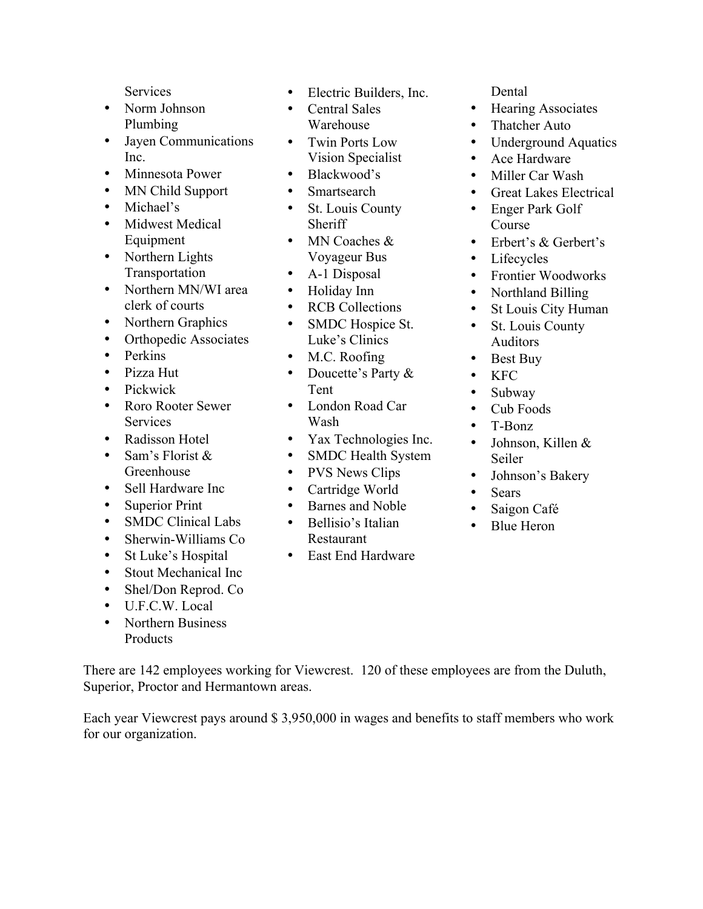Services

- Norm Johnson Plumbing
- Jayen Communications Inc.
- Minnesota Power
- MN Child Support
- Michael's
- Midwest Medical Equipment
- Northern Lights Transportation
- Northern MN/WI area clerk of courts
- Northern Graphics
- Orthopedic Associates
- Perkins
- Pizza Hut
- Pickwick
- Roro Rooter Sewer Services
- Radisson Hotel
- Sam's Florist & Greenhouse
- Sell Hardware Inc
- Superior Print
- SMDC Clinical Labs
- Sherwin-Williams Co
- St Luke's Hospital
- Stout Mechanical Inc
- Shel/Don Reprod. Co
- U.F.C.W. Local
- Northern Business Products
- Electric Builders, Inc.
- Central Sales Warehouse
- Twin Ports Low Vision Specialist
- Blackwood's
- Smartsearch
- St. Louis County Sheriff
- MN Coaches & Voyageur Bus
- A-1 Disposal
- Holiday Inn
- RCB Collections
- SMDC Hospice St. Luke's Clinics
- M.C. Roofing
- Doucette's Party & Tent
- London Road Car Wash
- Yax Technologies Inc.
- SMDC Health System
- PVS News Clips
- Cartridge World
- Barnes and Noble
- Bellisio's Italian Restaurant
- East End Hardware

Dental

- Hearing Associates
- Thatcher Auto
- Underground Aquatics
- Ace Hardware
- Miller Car Wash
- Great Lakes Electrical
- Enger Park Golf Course
- Erbert's & Gerbert's
- Lifecycles
- Frontier Woodworks
- Northland Billing
- St Louis City Human
- St. Louis County Auditors
- Best Buy
- KFC
- Subway
- Cub Foods
- T-Bonz
- Johnson, Killen & Seiler
- Johnson's Bakery
- Sears
- Saigon Café
- Blue Heron

There are 142 employees working for Viewcrest. 120 of these employees are from the Duluth, Superior, Proctor and Hermantown areas.

Each year Viewcrest pays around $ 3,950,000 in wages and benefits to staff members who work for our organization.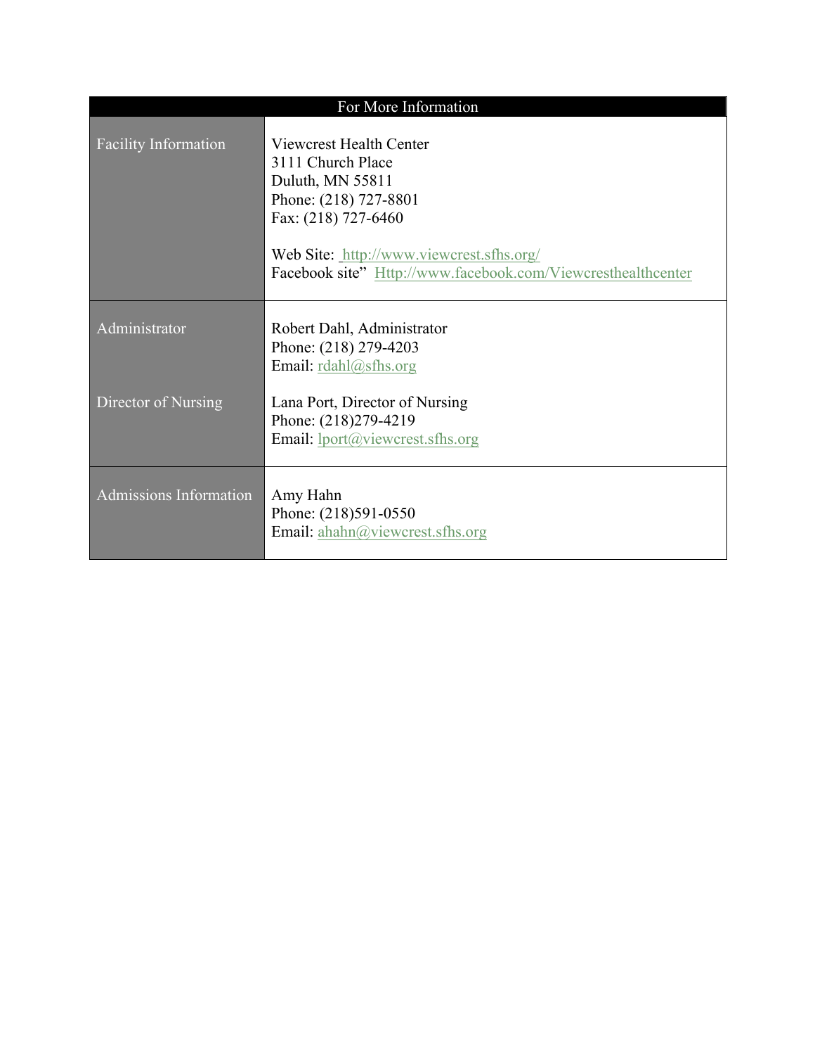| For More Information | |
|---|---|
| Facility Information | Viewcrest Health Center<br>3111 Church Place<br>Duluth, MN 55811<br>Phone: (218) 727-8801<br>Fax: (218) 727-6460<br><br>Web Site: http://www.viewcrest.sfhs.org/<br>Facebook site" Http://www.facebook.com/Viewcresthealthcenter |
| Administrator<br><br><br><br>Director of Nursing | Robert Dahl, Administrator<br>Phone: (218) 279-4203<br>Email: rdahl@sfhs.org<br><br>Lana Port, Director of Nursing<br>Phone: (218)279-4219<br>Email: lport@viewcrest.sfhs.org |
| Admissions Information | Amy Hahn<br>Phone: (218)591-0550<br>Email: ahahn@viewcrest.sfhs.org |